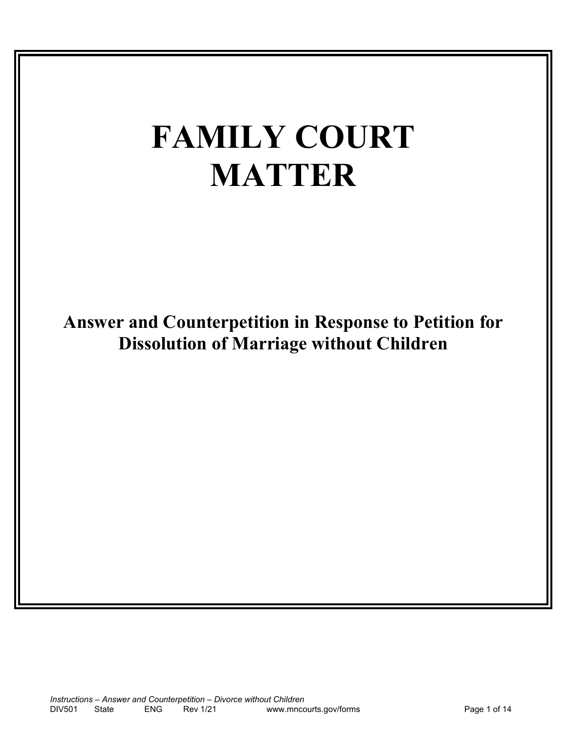# FAMILY COURT MATTER

## Answer and Counterpetition in Response to Petition for Dissolution of Marriage without Children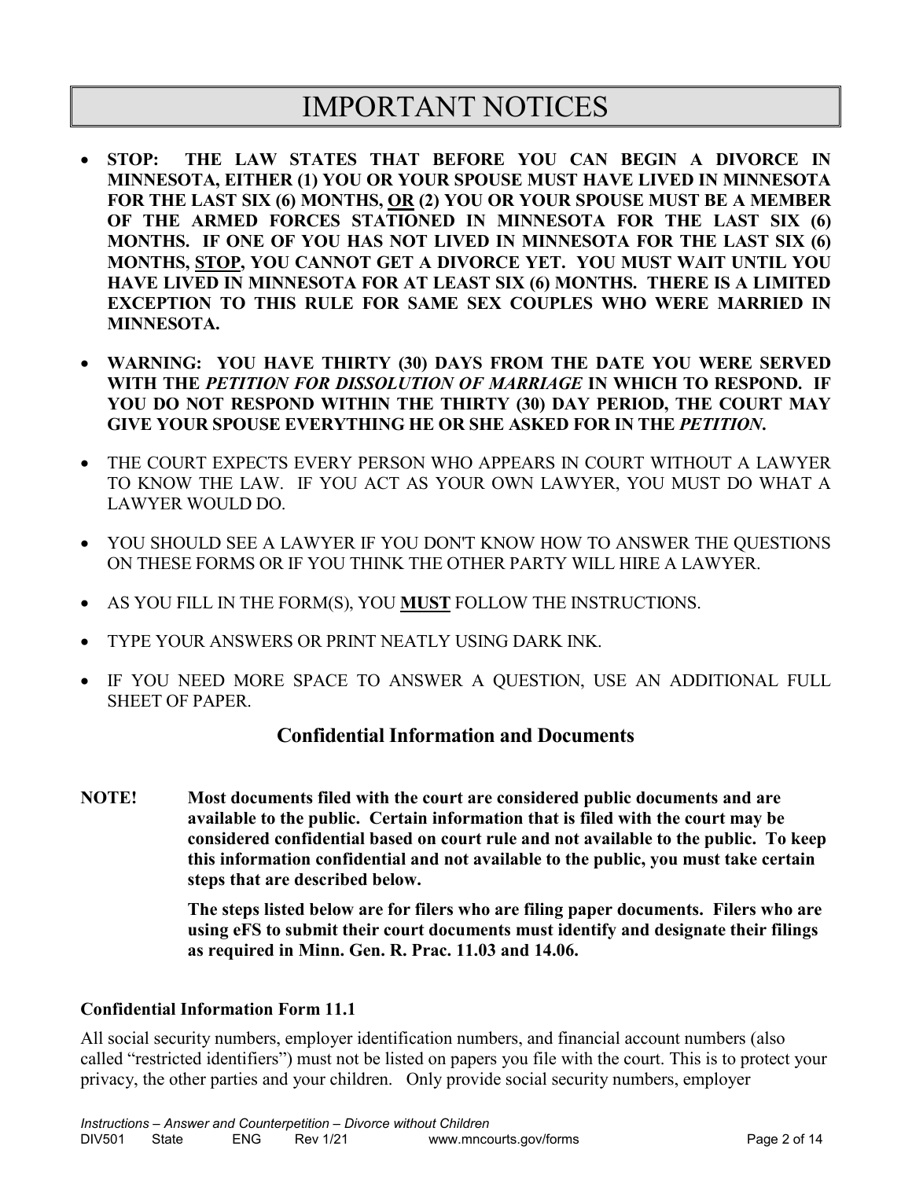# IMPORTANT NOTICES

- **STOP: THE LAW STATES THAT BEFORE YOU CAN BEGIN A DIVORCE IN MINNESOTA, EITHER (1) YOU OR YOUR SPOUSE MUST HAVE LIVED IN MINNESOTA FOR THE LAST SIX (6) MONTHS, <u>OR</u> (2) YOU OR YOUR SPOUSE MUST BE A MEMBER OF THE ARMED FORCES STATIONED IN MINNESOTA FOR THE LAST SIX (6) MONTHS. IF ONE OF YOU HAS NOT LIVED IN MINNESOTA FOR THE LAST SIX (6) MONTHS, <u>STOP</u>, YOU CANNOT GET A DIVORCE YET. YOU MUST WAIT UNTIL YOU HAVE LIVED IN MINNESOTA FOR AT LEAST SIX (6) MONTHS. THERE IS A LIMITED EXCEPTION TO THIS RULE FOR SAME SEX COUPLES WHO WERE MARRIED IN MINNESOTA.**

- **WARNING: YOU HAVE THIRTY (30) DAYS FROM THE DATE YOU WERE SERVED WITH THE *PETITION FOR DISSOLUTION OF MARRIAGE* IN WHICH TO RESPOND. IF YOU DO NOT RESPOND WITHIN THE THIRTY (30) DAY PERIOD, THE COURT MAY GIVE YOUR SPOUSE EVERYTHING HE OR SHE ASKED FOR IN THE *PETITION*.**

- THE COURT EXPECTS EVERY PERSON WHO APPEARS IN COURT WITHOUT A LAWYER TO KNOW THE LAW. IF YOU ACT AS YOUR OWN LAWYER, YOU MUST DO WHAT A LAWYER WOULD DO.

- YOU SHOULD SEE A LAWYER IF YOU DON'T KNOW HOW TO ANSWER THE QUESTIONS ON THESE FORMS OR IF YOU THINK THE OTHER PARTY WILL HIRE A LAWYER.

- AS YOU FILL IN THE FORM(S), YOU **<u>MUST</u>** FOLLOW THE INSTRUCTIONS.

- TYPE YOUR ANSWERS OR PRINT NEATLY USING DARK INK.

- IF YOU NEED MORE SPACE TO ANSWER A QUESTION, USE AN ADDITIONAL FULL SHEET OF PAPER.

## Confidential Information and Documents

**NOTE!** **Most documents filed with the court are considered public documents and are available to the public. Certain information that is filed with the court may be considered confidential based on court rule and not available to the public. To keep this information confidential and not available to the public, you must take certain steps that are described below.**

**The steps listed below are for filers who are filing paper documents. Filers who are using eFS to submit their court documents must identify and designate their filings as required in Minn. Gen. R. Prac. 11.03 and 14.06.**

### Confidential Information Form 11.1

All social security numbers, employer identification numbers, and financial account numbers (also called "restricted identifiers") must not be listed on papers you file with the court. This is to protect your privacy, the other parties and your children. Only provide social security numbers, employer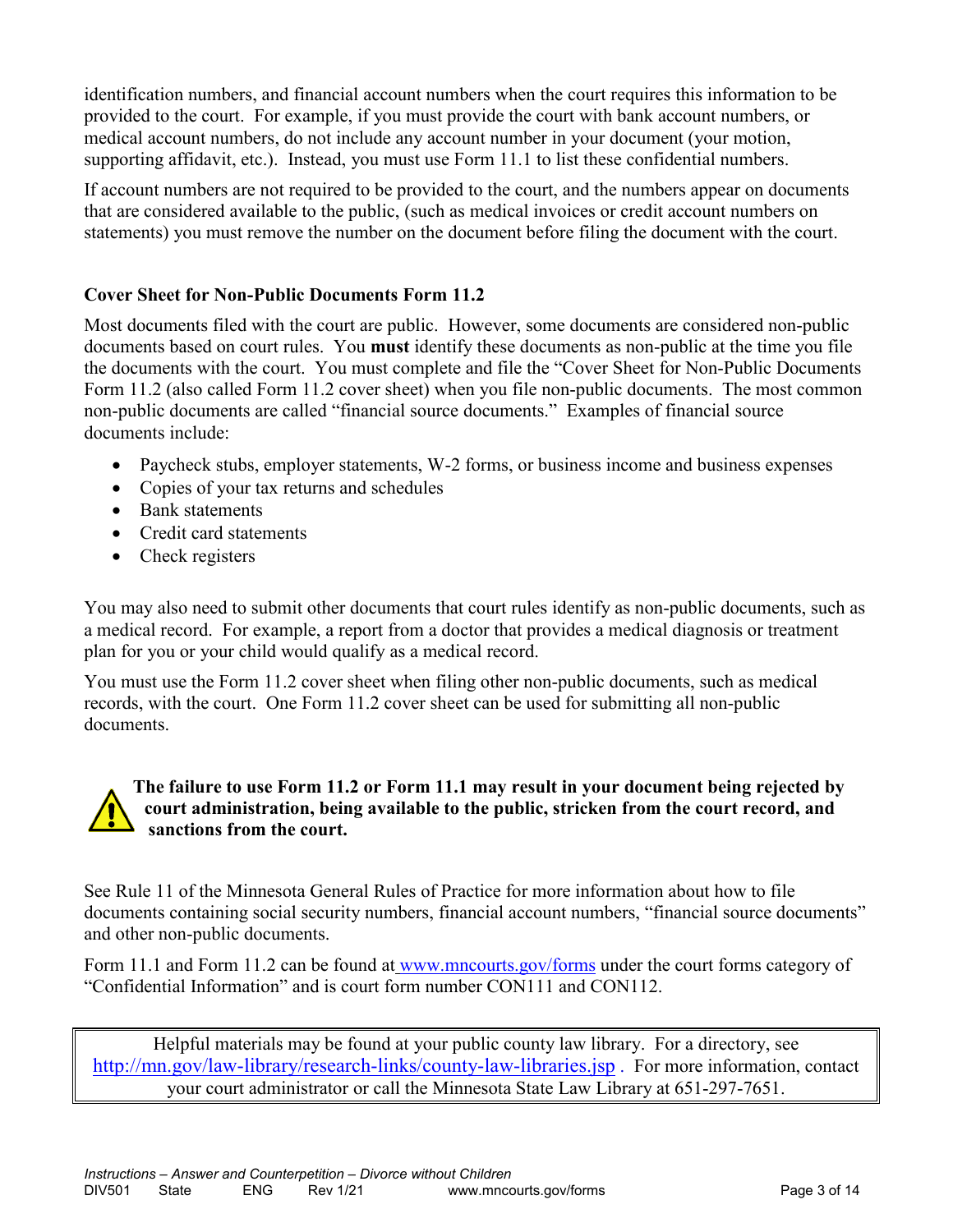identification numbers, and financial account numbers when the court requires this information to be provided to the court. For example, if you must provide the court with bank account numbers, or medical account numbers, do not include any account number in your document (your motion, supporting affidavit, etc.). Instead, you must use Form 11.1 to list these confidential numbers.

If account numbers are not required to be provided to the court, and the numbers appear on documents that are considered available to the public, (such as medical invoices or credit account numbers on statements) you must remove the number on the document before filing the document with the court.

### Cover Sheet for Non-Public Documents Form 11.2

Most documents filed with the court are public. However, some documents are considered non-public documents based on court rules. You **must** identify these documents as non-public at the time you file the documents with the court. You must complete and file the "Cover Sheet for Non-Public Documents Form 11.2 (also called Form 11.2 cover sheet) when you file non-public documents. The most common non-public documents are called "financial source documents." Examples of financial source documents include:

- Paycheck stubs, employer statements, W-2 forms, or business income and business expenses
- Copies of your tax returns and schedules
- Bank statements
- Credit card statements
- Check registers

You may also need to submit other documents that court rules identify as non-public documents, such as a medical record. For example, a report from a doctor that provides a medical diagnosis or treatment plan for you or your child would qualify as a medical record.

You must use the Form 11.2 cover sheet when filing other non-public documents, such as medical records, with the court. One Form 11.2 cover sheet can be used for submitting all non-public documents.

**The failure to use Form 11.2 or Form 11.1 may result in your document being rejected by court administration, being available to the public, stricken from the court record, and sanctions from the court.**

See Rule 11 of the Minnesota General Rules of Practice for more information about how to file documents containing social security numbers, financial account numbers, "financial source documents" and other non-public documents.

Form 11.1 and Form 11.2 can be found at www.mncourts.gov/forms under the court forms category of "Confidential Information" and is court form number CON111 and CON112.

Helpful materials may be found at your public county law library. For a directory, see http://mn.gov/law-library/research-links/county-law-libraries.jsp . For more information, contact your court administrator or call the Minnesota State Law Library at 651-297-7651.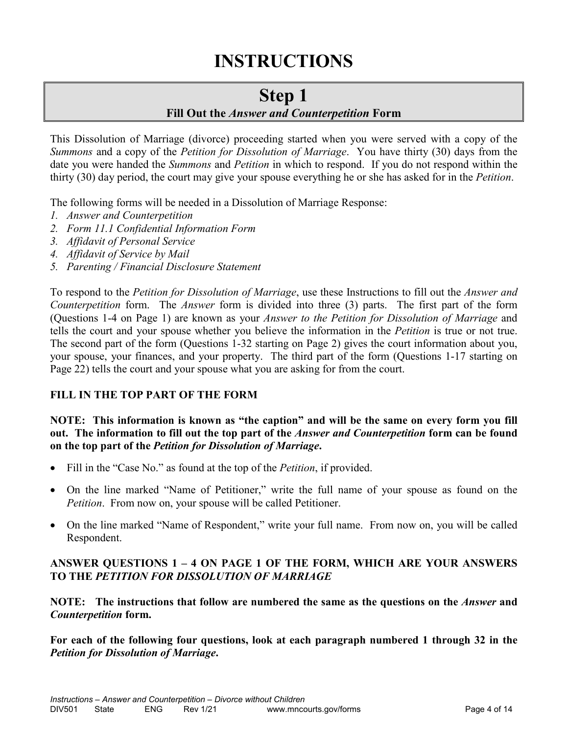# INSTRUCTIONS

## Step 1

### Fill Out the *Answer and Counterpetition* Form

This Dissolution of Marriage (divorce) proceeding started when you were served with a copy of the *Summons* and a copy of the *Petition for Dissolution of Marriage*. You have thirty (30) days from the date you were handed the *Summons* and *Petition* in which to respond. If you do not respond within the thirty (30) day period, the court may give your spouse everything he or she has asked for in the *Petition*.

The following forms will be needed in a Dissolution of Marriage Response:

1. *Answer and Counterpetition*
2. *Form 11.1 Confidential Information Form*
3. *Affidavit of Personal Service*
4. *Affidavit of Service by Mail*
5. *Parenting / Financial Disclosure Statement*

To respond to the *Petition for Dissolution of Marriage*, use these Instructions to fill out the *Answer and Counterpetition* form. The *Answer* form is divided into three (3) parts. The first part of the form (Questions 1-4 on Page 1) are known as your *Answer to the Petition for Dissolution of Marriage* and tells the court and your spouse whether you believe the information in the *Petition* is true or not true. The second part of the form (Questions 1-32 starting on Page 2) gives the court information about you, your spouse, your finances, and your property. The third part of the form (Questions 1-17 starting on Page 22) tells the court and your spouse what you are asking for from the court.

**FILL IN THE TOP PART OF THE FORM**

**NOTE: This information is known as "the caption" and will be the same on every form you fill out. The information to fill out the top part of the *Answer and Counterpetition* form can be found on the top part of the *Petition for Dissolution of Marriage*.**

- Fill in the "Case No." as found at the top of the *Petition*, if provided.
- On the line marked "Name of Petitioner," write the full name of your spouse as found on the *Petition*. From now on, your spouse will be called Petitioner.
- On the line marked "Name of Respondent," write your full name. From now on, you will be called Respondent.

**ANSWER QUESTIONS 1 – 4 ON PAGE 1 OF THE FORM, WHICH ARE YOUR ANSWERS TO THE *PETITION FOR DISSOLUTION OF MARRIAGE***

**NOTE: The instructions that follow are numbered the same as the questions on the *Answer* and *Counterpetition* form.**

**For each of the following four questions, look at each paragraph numbered 1 through 32 in the *Petition for Dissolution of Marriage*.**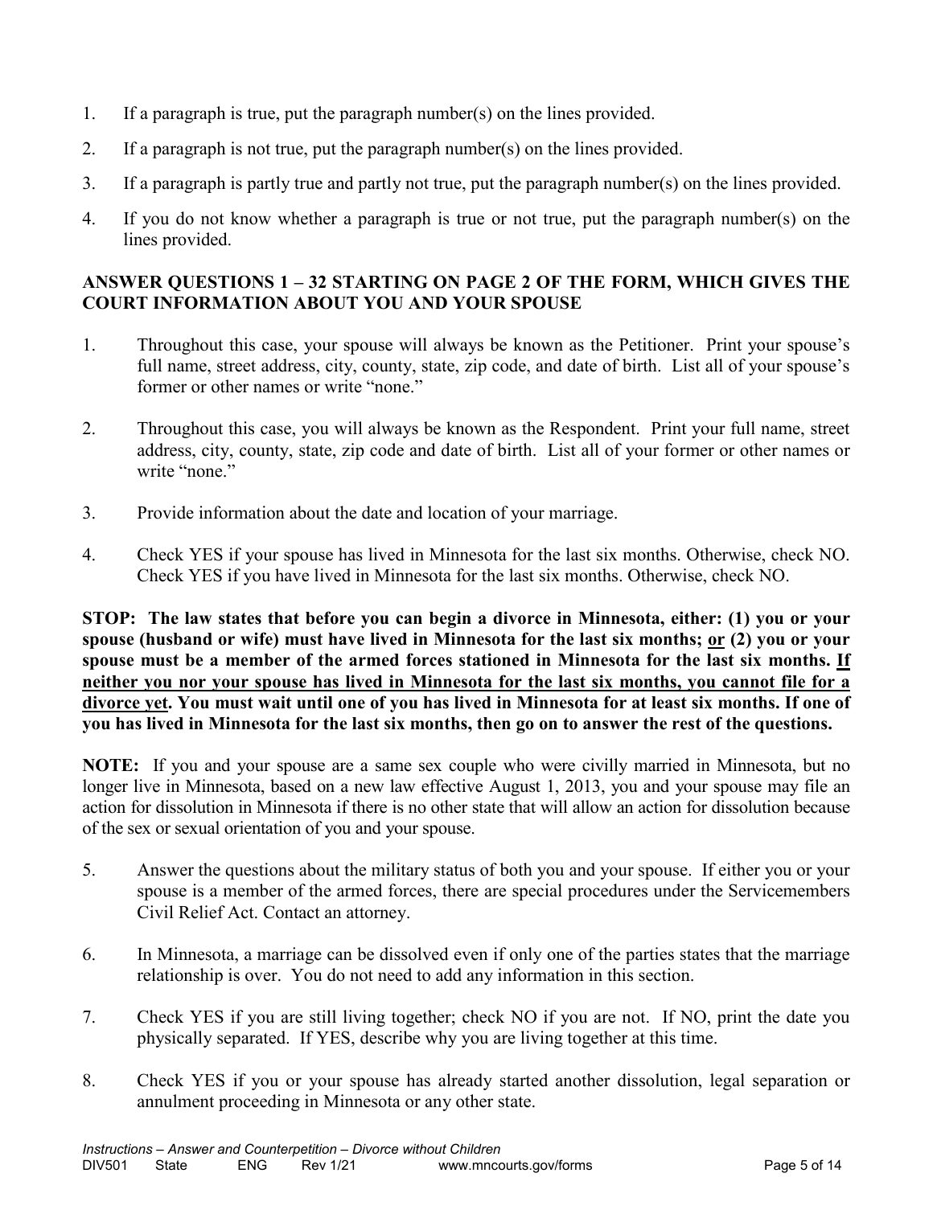1. If a paragraph is true, put the paragraph number(s) on the lines provided.
2. If a paragraph is not true, put the paragraph number(s) on the lines provided.
3. If a paragraph is partly true and partly not true, put the paragraph number(s) on the lines provided.
4. If you do not know whether a paragraph is true or not true, put the paragraph number(s) on the lines provided.

**ANSWER QUESTIONS 1 – 32 STARTING ON PAGE 2 OF THE FORM, WHICH GIVES THE COURT INFORMATION ABOUT YOU AND YOUR SPOUSE**

1. Throughout this case, your spouse will always be known as the Petitioner. Print your spouse's full name, street address, city, county, state, zip code, and date of birth. List all of your spouse's former or other names or write "none."
2. Throughout this case, you will always be known as the Respondent. Print your full name, street address, city, county, state, zip code and date of birth. List all of your former or other names or write "none."
3. Provide information about the date and location of your marriage.
4. Check YES if your spouse has lived in Minnesota for the last six months. Otherwise, check NO. Check YES if you have lived in Minnesota for the last six months. Otherwise, check NO.

**STOP: The law states that before you can begin a divorce in Minnesota, either: (1) you or your spouse (husband or wife) must have lived in Minnesota for the last six months; <u>or</u> (2) you or your spouse must be a member of the armed forces stationed in Minnesota for the last six months. <u>If neither you nor your spouse has lived in Minnesota for the last six months, you cannot file for a divorce yet</u>. You must wait until one of you has lived in Minnesota for at least six months. If one of you has lived in Minnesota for the last six months, then go on to answer the rest of the questions.**

**NOTE:** If you and your spouse are a same sex couple who were civilly married in Minnesota, but no longer live in Minnesota, based on a new law effective August 1, 2013, you and your spouse may file an action for dissolution in Minnesota if there is no other state that will allow an action for dissolution because of the sex or sexual orientation of you and your spouse.

5. Answer the questions about the military status of both you and your spouse. If either you or your spouse is a member of the armed forces, there are special procedures under the Servicemembers Civil Relief Act. Contact an attorney.
6. In Minnesota, a marriage can be dissolved even if only one of the parties states that the marriage relationship is over. You do not need to add any information in this section.
7. Check YES if you are still living together; check NO if you are not. If NO, print the date you physically separated. If YES, describe why you are living together at this time.
8. Check YES if you or your spouse has already started another dissolution, legal separation or annulment proceeding in Minnesota or any other state.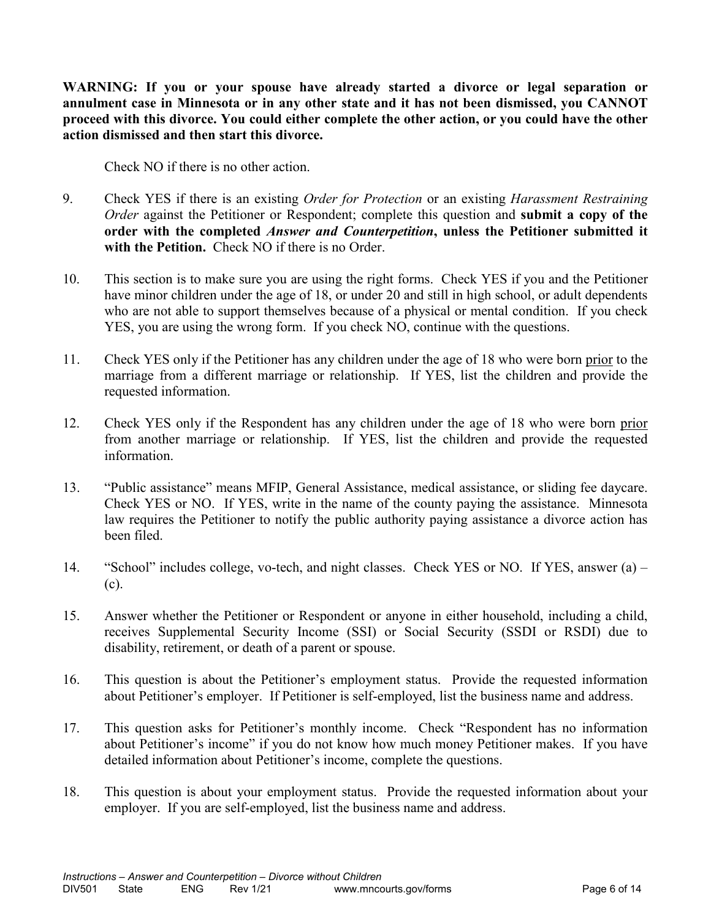**WARNING: If you or your spouse have already started a divorce or legal separation or annulment case in Minnesota or in any other state and it has not been dismissed, you CANNOT proceed with this divorce. You could either complete the other action, or you could have the other action dismissed and then start this divorce.**

Check NO if there is no other action.

9. Check YES if there is an existing *Order for Protection* or an existing *Harassment Restraining Order* against the Petitioner or Respondent; complete this question and **submit a copy of the order with the completed *Answer and Counterpetition*, unless the Petitioner submitted it with the Petition.** Check NO if there is no Order.

10. This section is to make sure you are using the right forms. Check YES if you and the Petitioner have minor children under the age of 18, or under 20 and still in high school, or adult dependents who are not able to support themselves because of a physical or mental condition. If you check YES, you are using the wrong form. If you check NO, continue with the questions.

11. Check YES only if the Petitioner has any children under the age of 18 who were born <u>prior</u> to the marriage from a different marriage or relationship. If YES, list the children and provide the requested information.

12. Check YES only if the Respondent has any children under the age of 18 who were born <u>prior</u> from another marriage or relationship. If YES, list the children and provide the requested information.

13. "Public assistance" means MFIP, General Assistance, medical assistance, or sliding fee daycare. Check YES or NO. If YES, write in the name of the county paying the assistance. Minnesota law requires the Petitioner to notify the public authority paying assistance a divorce action has been filed.

14. "School" includes college, vo-tech, and night classes. Check YES or NO. If YES, answer (a) – (c).

15. Answer whether the Petitioner or Respondent or anyone in either household, including a child, receives Supplemental Security Income (SSI) or Social Security (SSDI or RSDI) due to disability, retirement, or death of a parent or spouse.

16. This question is about the Petitioner's employment status. Provide the requested information about Petitioner's employer. If Petitioner is self-employed, list the business name and address.

17. This question asks for Petitioner's monthly income. Check "Respondent has no information about Petitioner's income" if you do not know how much money Petitioner makes. If you have detailed information about Petitioner's income, complete the questions.

18. This question is about your employment status. Provide the requested information about your employer. If you are self-employed, list the business name and address.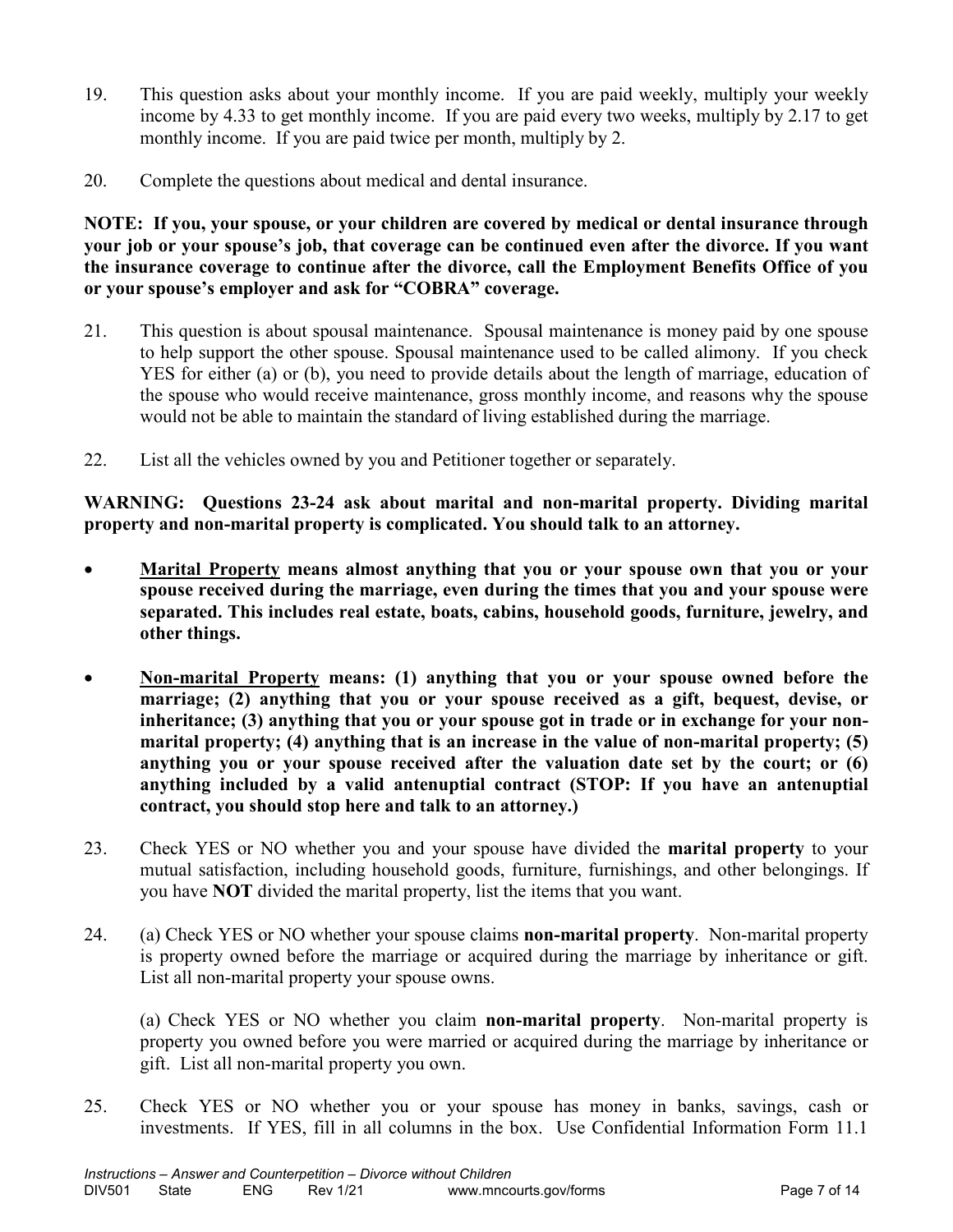19. This question asks about your monthly income. If you are paid weekly, multiply your weekly income by 4.33 to get monthly income. If you are paid every two weeks, multiply by 2.17 to get monthly income. If you are paid twice per month, multiply by 2.

20. Complete the questions about medical and dental insurance.

**NOTE: If you, your spouse, or your children are covered by medical or dental insurance through your job or your spouse's job, that coverage can be continued even after the divorce. If you want the insurance coverage to continue after the divorce, call the Employment Benefits Office of you or your spouse's employer and ask for "COBRA" coverage.**

21. This question is about spousal maintenance. Spousal maintenance is money paid by one spouse to help support the other spouse. Spousal maintenance used to be called alimony. If you check YES for either (a) or (b), you need to provide details about the length of marriage, education of the spouse who would receive maintenance, gross monthly income, and reasons why the spouse would not be able to maintain the standard of living established during the marriage.

22. List all the vehicles owned by you and Petitioner together or separately.

**WARNING: Questions 23-24 ask about marital and non-marital property. Dividing marital property and non-marital property is complicated. You should talk to an attorney.**

- **Marital Property means almost anything that you or your spouse own that you or your spouse received during the marriage, even during the times that you and your spouse were separated. This includes real estate, boats, cabins, household goods, furniture, jewelry, and other things.**

- **Non-marital Property means: (1) anything that you or your spouse owned before the marriage; (2) anything that you or your spouse received as a gift, bequest, devise, or inheritance; (3) anything that you or your spouse got in trade or in exchange for your non-marital property; (4) anything that is an increase in the value of non-marital property; (5) anything you or your spouse received after the valuation date set by the court; or (6) anything included by a valid antenuptial contract (STOP: If you have an antenuptial contract, you should stop here and talk to an attorney.)**

23. Check YES or NO whether you and your spouse have divided the **marital property** to your mutual satisfaction, including household goods, furniture, furnishings, and other belongings. If you have **NOT** divided the marital property, list the items that you want.

24. (a) Check YES or NO whether your spouse claims **non-marital property**. Non-marital property is property owned before the marriage or acquired during the marriage by inheritance or gift. List all non-marital property your spouse owns.

    (a) Check YES or NO whether you claim **non-marital property**. Non-marital property is property you owned before you were married or acquired during the marriage by inheritance or gift. List all non-marital property you own.

25. Check YES or NO whether you or your spouse has money in banks, savings, cash or investments. If YES, fill in all columns in the box. Use Confidential Information Form 11.1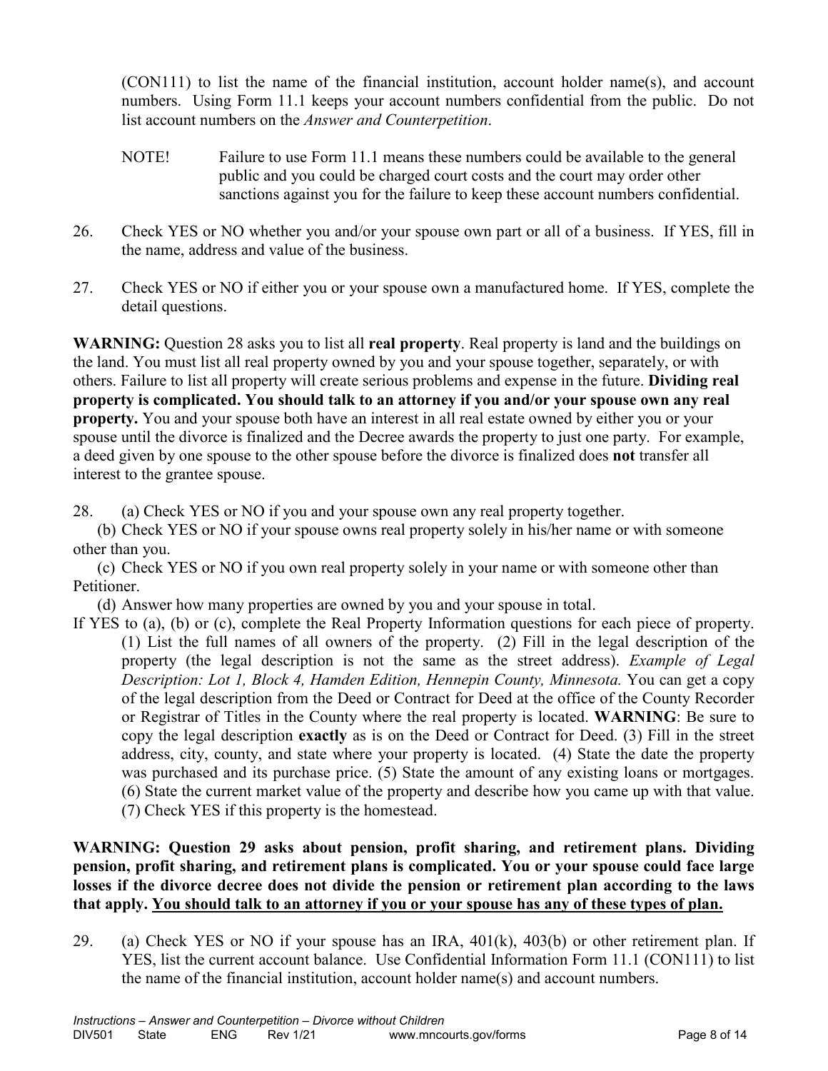(CON111) to list the name of the financial institution, account holder name(s), and account numbers. Using Form 11.1 keeps your account numbers confidential from the public. Do not list account numbers on the *Answer and Counterpetition*.

NOTE! Failure to use Form 11.1 means these numbers could be available to the general public and you could be charged court costs and the court may order other sanctions against you for the failure to keep these account numbers confidential.

26. Check YES or NO whether you and/or your spouse own part or all of a business. If YES, fill in the name, address and value of the business.

27. Check YES or NO if either you or your spouse own a manufactured home. If YES, complete the detail questions.

**WARNING:** Question 28 asks you to list all **real property**. Real property is land and the buildings on the land. You must list all real property owned by you and your spouse together, separately, or with others. Failure to list all property will create serious problems and expense in the future. **Dividing real property is complicated. You should talk to an attorney if you and/or your spouse own any real property.** You and your spouse both have an interest in all real estate owned by either you or your spouse until the divorce is finalized and the Decree awards the property to just one party. For example, a deed given by one spouse to the other spouse before the divorce is finalized does **not** transfer all interest to the grantee spouse.

28. (a) Check YES or NO if you and your spouse own any real property together.
(b) Check YES or NO if your spouse owns real property solely in his/her name or with someone other than you.
(c) Check YES or NO if you own real property solely in your name or with someone other than Petitioner.
(d) Answer how many properties are owned by you and your spouse in total.

If YES to (a), (b) or (c), complete the Real Property Information questions for each piece of property. (1) List the full names of all owners of the property. (2) Fill in the legal description of the property (the legal description is not the same as the street address). *Example of Legal Description: Lot 1, Block 4, Hamden Edition, Hennepin County, Minnesota.* You can get a copy of the legal description from the Deed or Contract for Deed at the office of the County Recorder or Registrar of Titles in the County where the real property is located. **WARNING**: Be sure to copy the legal description **exactly** as is on the Deed or Contract for Deed. (3) Fill in the street address, city, county, and state where your property is located. (4) State the date the property was purchased and its purchase price. (5) State the amount of any existing loans or mortgages. (6) State the current market value of the property and describe how you came up with that value. (7) Check YES if this property is the homestead.

**WARNING: Question 29 asks about pension, profit sharing, and retirement plans. Dividing pension, profit sharing, and retirement plans is complicated. You or your spouse could face large losses if the divorce decree does not divide the pension or retirement plan according to the laws that apply. <u>You should talk to an attorney if you or your spouse has any of these types of plan.</u>**

29. (a) Check YES or NO if your spouse has an IRA, 401(k), 403(b) or other retirement plan. If YES, list the current account balance. Use Confidential Information Form 11.1 (CON111) to list the name of the financial institution, account holder name(s) and account numbers.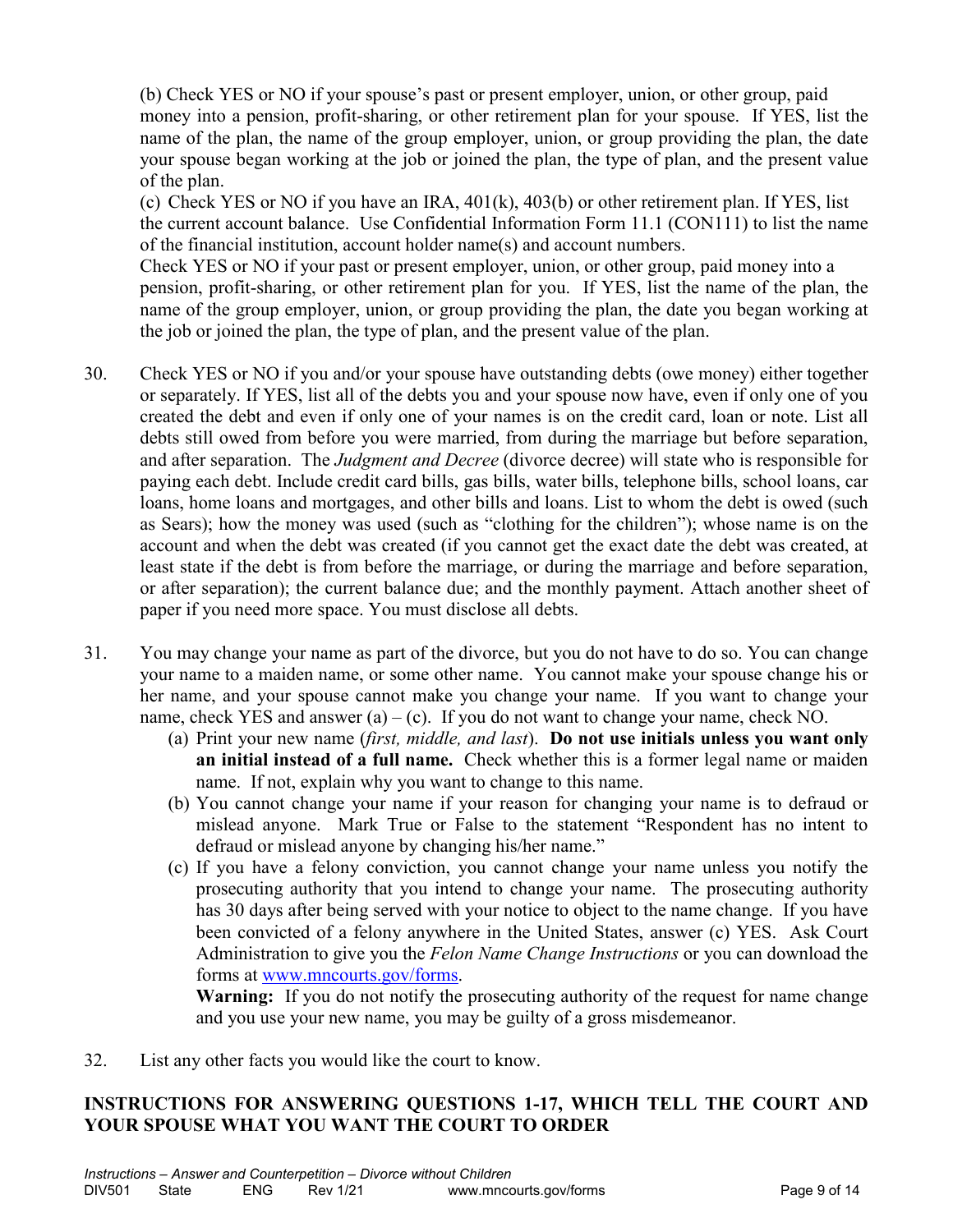(b) Check YES or NO if your spouse's past or present employer, union, or other group, paid money into a pension, profit-sharing, or other retirement plan for your spouse. If YES, list the name of the plan, the name of the group employer, union, or group providing the plan, the date your spouse began working at the job or joined the plan, the type of plan, and the present value of the plan.

(c) Check YES or NO if you have an IRA, 401(k), 403(b) or other retirement plan. If YES, list the current account balance. Use Confidential Information Form 11.1 (CON111) to list the name of the financial institution, account holder name(s) and account numbers.
Check YES or NO if your past or present employer, union, or other group, paid money into a pension, profit-sharing, or other retirement plan for you. If YES, list the name of the plan, the name of the group employer, union, or group providing the plan, the date you began working at the job or joined the plan, the type of plan, and the present value of the plan.

30. Check YES or NO if you and/or your spouse have outstanding debts (owe money) either together or separately. If YES, list all of the debts you and your spouse now have, even if only one of you created the debt and even if only one of your names is on the credit card, loan or note. List all debts still owed from before you were married, from during the marriage but before separation, and after separation. The *Judgment and Decree* (divorce decree) will state who is responsible for paying each debt. Include credit card bills, gas bills, water bills, telephone bills, school loans, car loans, home loans and mortgages, and other bills and loans. List to whom the debt is owed (such as Sears); how the money was used (such as "clothing for the children"); whose name is on the account and when the debt was created (if you cannot get the exact date the debt was created, at least state if the debt is from before the marriage, or during the marriage and before separation, or after separation); the current balance due; and the monthly payment. Attach another sheet of paper if you need more space. You must disclose all debts.

31. You may change your name as part of the divorce, but you do not have to do so. You can change your name to a maiden name, or some other name. You cannot make your spouse change his or her name, and your spouse cannot make you change your name. If you want to change your name, check YES and answer (a) – (c). If you do not want to change your name, check NO.
    (a) Print your new name (*first, middle, and last*). **Do not use initials unless you want only an initial instead of a full name.** Check whether this is a former legal name or maiden name. If not, explain why you want to change to this name.
    (b) You cannot change your name if your reason for changing your name is to defraud or mislead anyone. Mark True or False to the statement "Respondent has no intent to defraud or mislead anyone by changing his/her name."
    (c) If you have a felony conviction, you cannot change your name unless you notify the prosecuting authority that you intend to change your name. The prosecuting authority has 30 days after being served with your notice to object to the name change. If you have been convicted of a felony anywhere in the United States, answer (c) YES. Ask Court Administration to give you the *Felon Name Change Instructions* or you can download the forms at www.mncourts.gov/forms.
    **Warning:** If you do not notify the prosecuting authority of the request for name change and you use your new name, you may be guilty of a gross misdemeanor.

32. List any other facts you would like the court to know.

## INSTRUCTIONS FOR ANSWERING QUESTIONS 1-17, WHICH TELL THE COURT AND YOUR SPOUSE WHAT YOU WANT THE COURT TO ORDER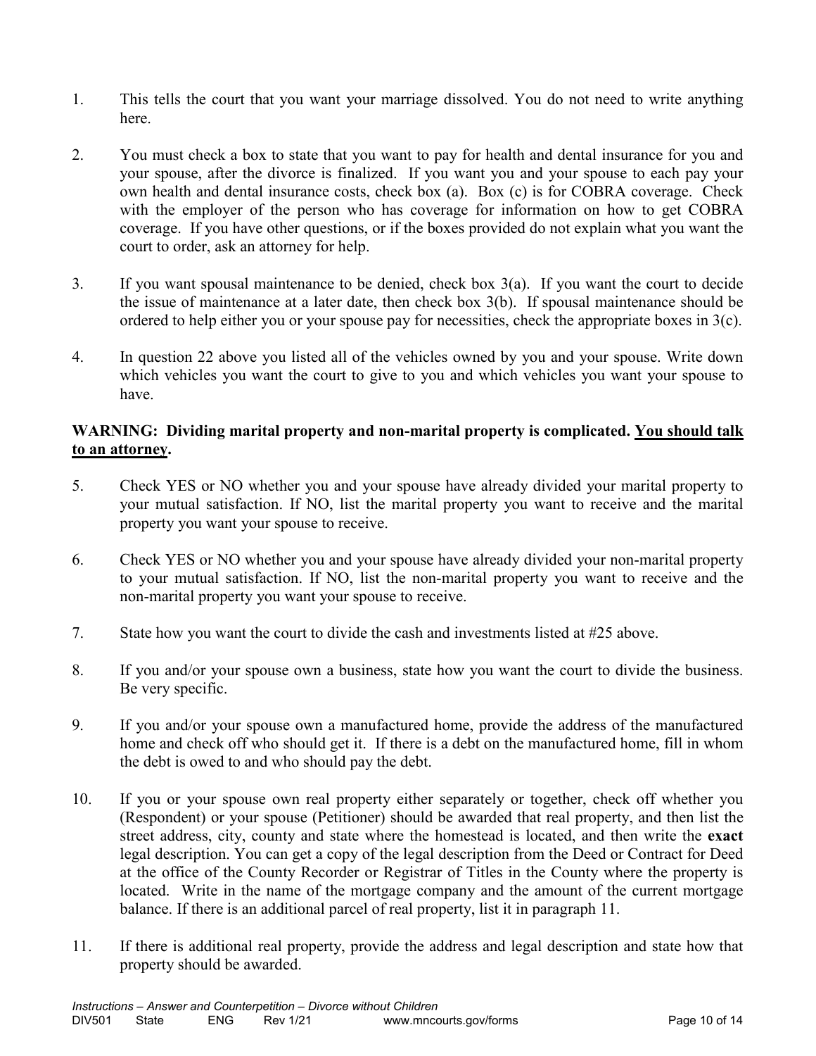1. This tells the court that you want your marriage dissolved. You do not need to write anything here.

2. You must check a box to state that you want to pay for health and dental insurance for you and your spouse, after the divorce is finalized. If you want you and your spouse to each pay your own health and dental insurance costs, check box (a). Box (c) is for COBRA coverage. Check with the employer of the person who has coverage for information on how to get COBRA coverage. If you have other questions, or if the boxes provided do not explain what you want the court to order, ask an attorney for help.

3. If you want spousal maintenance to be denied, check box 3(a). If you want the court to decide the issue of maintenance at a later date, then check box 3(b). If spousal maintenance should be ordered to help either you or your spouse pay for necessities, check the appropriate boxes in 3(c).

4. In question 22 above you listed all of the vehicles owned by you and your spouse. Write down which vehicles you want the court to give to you and which vehicles you want your spouse to have.

**WARNING: Dividing marital property and non-marital property is complicated. <u>You should talk to an attorney</u>.**

5. Check YES or NO whether you and your spouse have already divided your marital property to your mutual satisfaction. If NO, list the marital property you want to receive and the marital property you want your spouse to receive.

6. Check YES or NO whether you and your spouse have already divided your non-marital property to your mutual satisfaction. If NO, list the non-marital property you want to receive and the non-marital property you want your spouse to receive.

7. State how you want the court to divide the cash and investments listed at #25 above.

8. If you and/or your spouse own a business, state how you want the court to divide the business. Be very specific.

9. If you and/or your spouse own a manufactured home, provide the address of the manufactured home and check off who should get it. If there is a debt on the manufactured home, fill in whom the debt is owed to and who should pay the debt.

10. If you or your spouse own real property either separately or together, check off whether you (Respondent) or your spouse (Petitioner) should be awarded that real property, and then list the street address, city, county and state where the homestead is located, and then write the **exact** legal description. You can get a copy of the legal description from the Deed or Contract for Deed at the office of the County Recorder or Registrar of Titles in the County where the property is located. Write in the name of the mortgage company and the amount of the current mortgage balance. If there is an additional parcel of real property, list it in paragraph 11.

11. If there is additional real property, provide the address and legal description and state how that property should be awarded.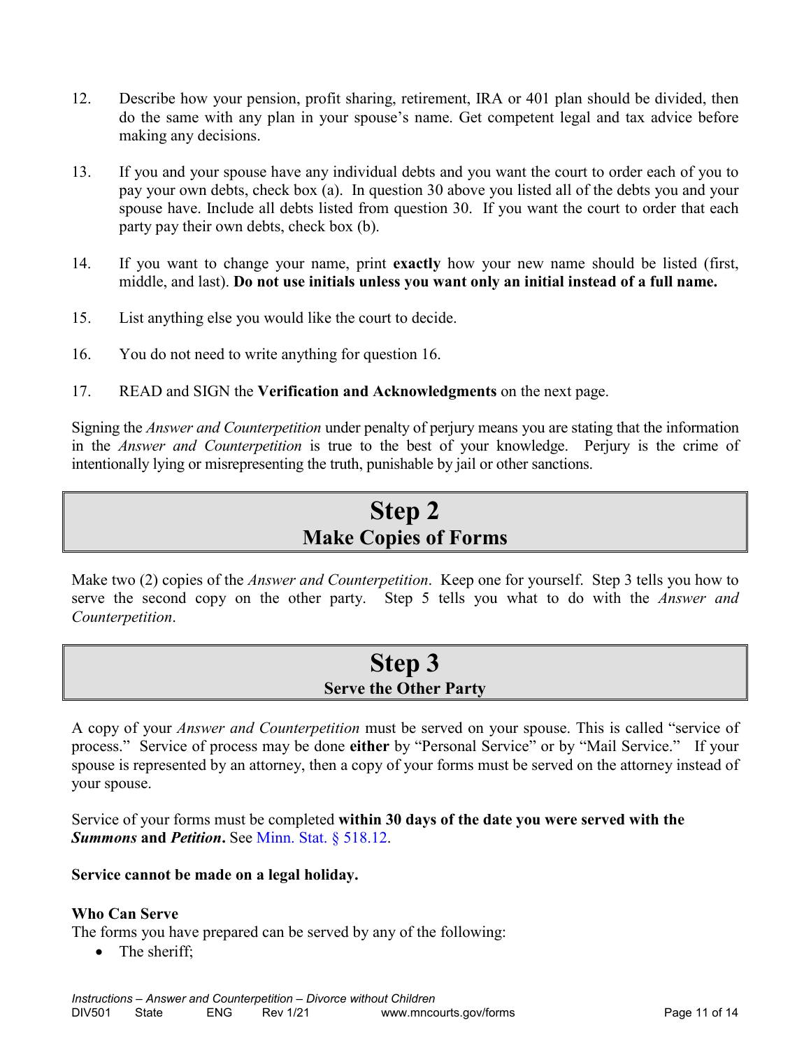12. Describe how your pension, profit sharing, retirement, IRA or 401 plan should be divided, then do the same with any plan in your spouse's name. Get competent legal and tax advice before making any decisions.

13. If you and your spouse have any individual debts and you want the court to order each of you to pay your own debts, check box (a). In question 30 above you listed all of the debts you and your spouse have. Include all debts listed from question 30. If you want the court to order that each party pay their own debts, check box (b).

14. If you want to change your name, print **exactly** how your new name should be listed (first, middle, and last). **Do not use initials unless you want only an initial instead of a full name.**

15. List anything else you would like the court to decide.

16. You do not need to write anything for question 16.

17. READ and SIGN the **Verification and Acknowledgments** on the next page.

Signing the *Answer and Counterpetition* under penalty of perjury means you are stating that the information in the *Answer and Counterpetition* is true to the best of your knowledge. Perjury is the crime of intentionally lying or misrepresenting the truth, punishable by jail or other sanctions.

## Step 2
### Make Copies of Forms

Make two (2) copies of the *Answer and Counterpetition*. Keep one for yourself. Step 3 tells you how to serve the second copy on the other party. Step 5 tells you what to do with the *Answer and Counterpetition*.

## Step 3
### Serve the Other Party

A copy of your *Answer and Counterpetition* must be served on your spouse. This is called "service of process." Service of process may be done **either** by "Personal Service" or by "Mail Service." If your spouse is represented by an attorney, then a copy of your forms must be served on the attorney instead of your spouse.

Service of your forms must be completed **within 30 days of the date you were served with the *Summons* and *Petition*.** See Minn. Stat. § 518.12.

**Service cannot be made on a legal holiday.**

**Who Can Serve**
The forms you have prepared can be served by any of the following:

- The sheriff;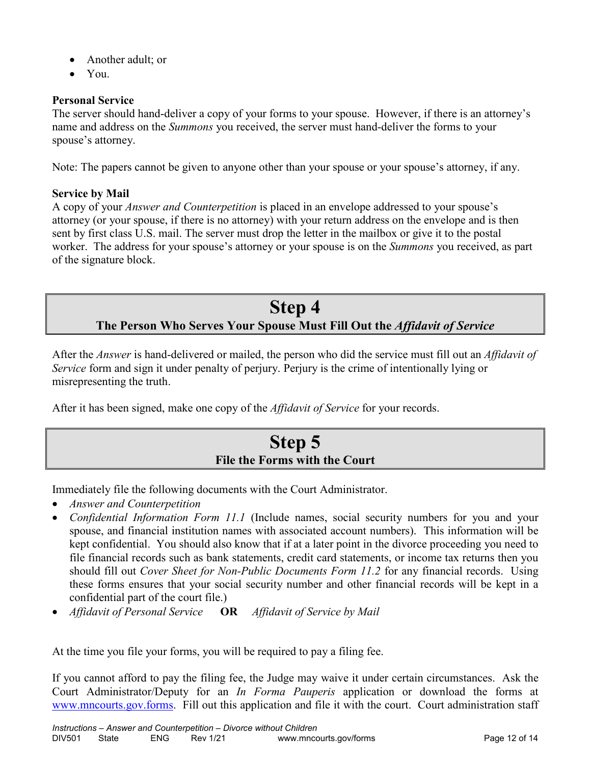- Another adult; or
- You.

**Personal Service**
The server should hand-deliver a copy of your forms to your spouse. However, if there is an attorney's name and address on the *Summons* you received, the server must hand-deliver the forms to your spouse's attorney.

Note: The papers cannot be given to anyone other than your spouse or your spouse's attorney, if any.

**Service by Mail**
A copy of your *Answer and Counterpetition* is placed in an envelope addressed to your spouse's attorney (or your spouse, if there is no attorney) with your return address on the envelope and is then sent by first class U.S. mail. The server must drop the letter in the mailbox or give it to the postal worker. The address for your spouse's attorney or your spouse is on the *Summons* you received, as part of the signature block.

# Step 4

## The Person Who Serves Your Spouse Must Fill Out the *Affidavit of Service*

After the *Answer* is hand-delivered or mailed, the person who did the service must fill out an *Affidavit of Service* form and sign it under penalty of perjury. Perjury is the crime of intentionally lying or misrepresenting the truth.

After it has been signed, make one copy of the *Affidavit of Service* for your records.

# Step 5

## File the Forms with the Court

Immediately file the following documents with the Court Administrator.

- *Answer and Counterpetition*
- *Confidential Information Form 11.1* (Include names, social security numbers for you and your spouse, and financial institution names with associated account numbers). This information will be kept confidential. You should also know that if at a later point in the divorce proceeding you need to file financial records such as bank statements, credit card statements, or income tax returns then you should fill out *Cover Sheet for Non-Public Documents Form 11.2* for any financial records. Using these forms ensures that your social security number and other financial records will be kept in a confidential part of the court file.)
- *Affidavit of Personal Service* **OR** *Affidavit of Service by Mail*

At the time you file your forms, you will be required to pay a filing fee.

If you cannot afford to pay the filing fee, the Judge may waive it under certain circumstances. Ask the Court Administrator/Deputy for an *In Forma Pauperis* application or download the forms at www.mncourts.gov.forms. Fill out this application and file it with the court. Court administration staff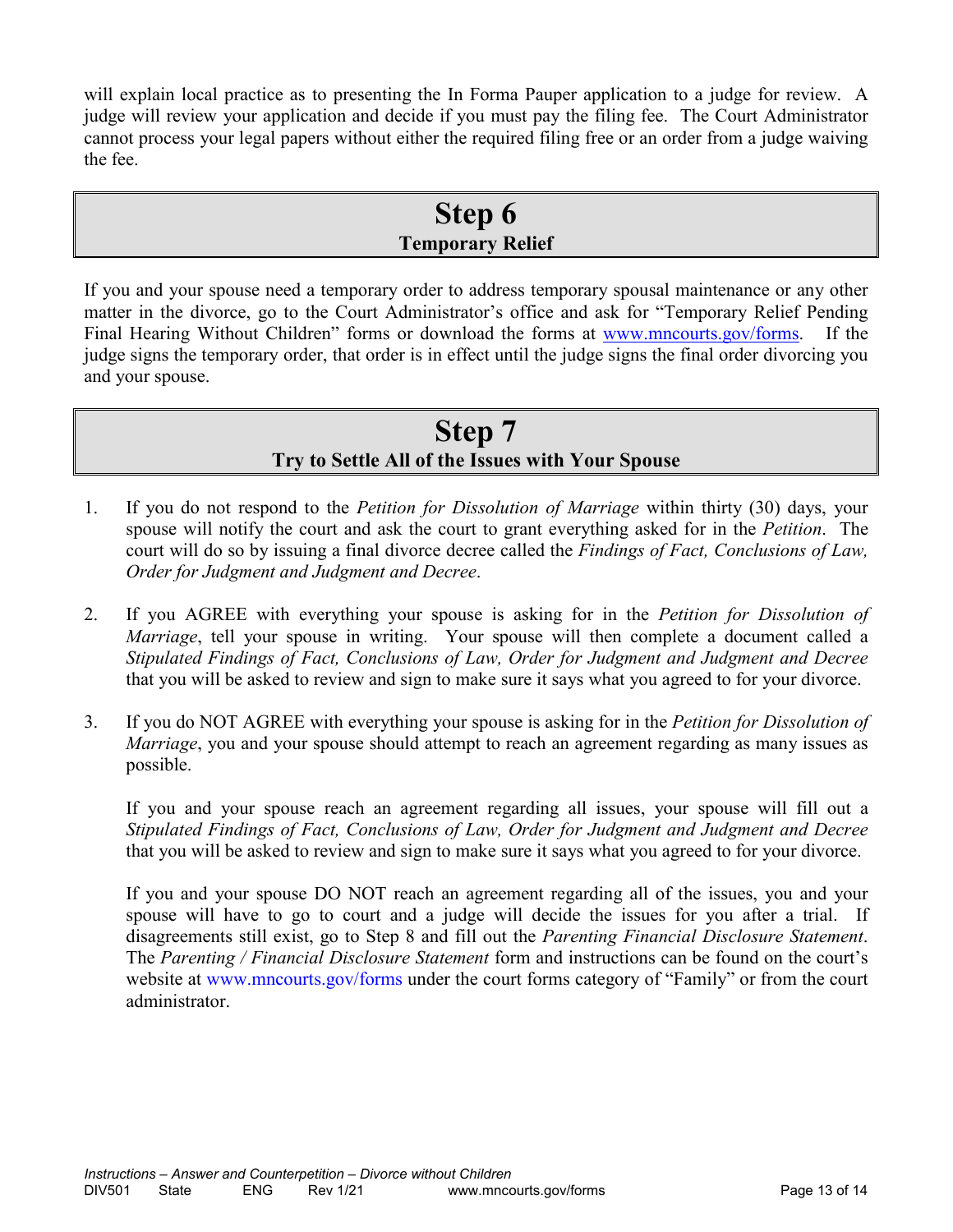will explain local practice as to presenting the In Forma Pauper application to a judge for review. A judge will review your application and decide if you must pay the filing fee. The Court Administrator cannot process your legal papers without either the required filing free or an order from a judge waiving the fee.

## Step 6
### Temporary Relief

If you and your spouse need a temporary order to address temporary spousal maintenance or any other matter in the divorce, go to the Court Administrator's office and ask for "Temporary Relief Pending Final Hearing Without Children" forms or download the forms at www.mncourts.gov/forms. If the judge signs the temporary order, that order is in effect until the judge signs the final order divorcing you and your spouse.

## Step 7
### Try to Settle All of the Issues with Your Spouse

1. If you do not respond to the *Petition for Dissolution of Marriage* within thirty (30) days, your spouse will notify the court and ask the court to grant everything asked for in the *Petition*. The court will do so by issuing a final divorce decree called the *Findings of Fact, Conclusions of Law, Order for Judgment and Judgment and Decree*.

2. If you AGREE with everything your spouse is asking for in the *Petition for Dissolution of Marriage*, tell your spouse in writing. Your spouse will then complete a document called a *Stipulated Findings of Fact, Conclusions of Law, Order for Judgment and Judgment and Decree* that you will be asked to review and sign to make sure it says what you agreed to for your divorce.

3. If you do NOT AGREE with everything your spouse is asking for in the *Petition for Dissolution of Marriage*, you and your spouse should attempt to reach an agreement regarding as many issues as possible.

   If you and your spouse reach an agreement regarding all issues, your spouse will fill out a *Stipulated Findings of Fact, Conclusions of Law, Order for Judgment and Judgment and Decree* that you will be asked to review and sign to make sure it says what you agreed to for your divorce.

   If you and your spouse DO NOT reach an agreement regarding all of the issues, you and your spouse will have to go to court and a judge will decide the issues for you after a trial. If disagreements still exist, go to Step 8 and fill out the *Parenting Financial Disclosure Statement*. The *Parenting / Financial Disclosure Statement* form and instructions can be found on the court's website at www.mncourts.gov/forms under the court forms category of "Family" or from the court administrator.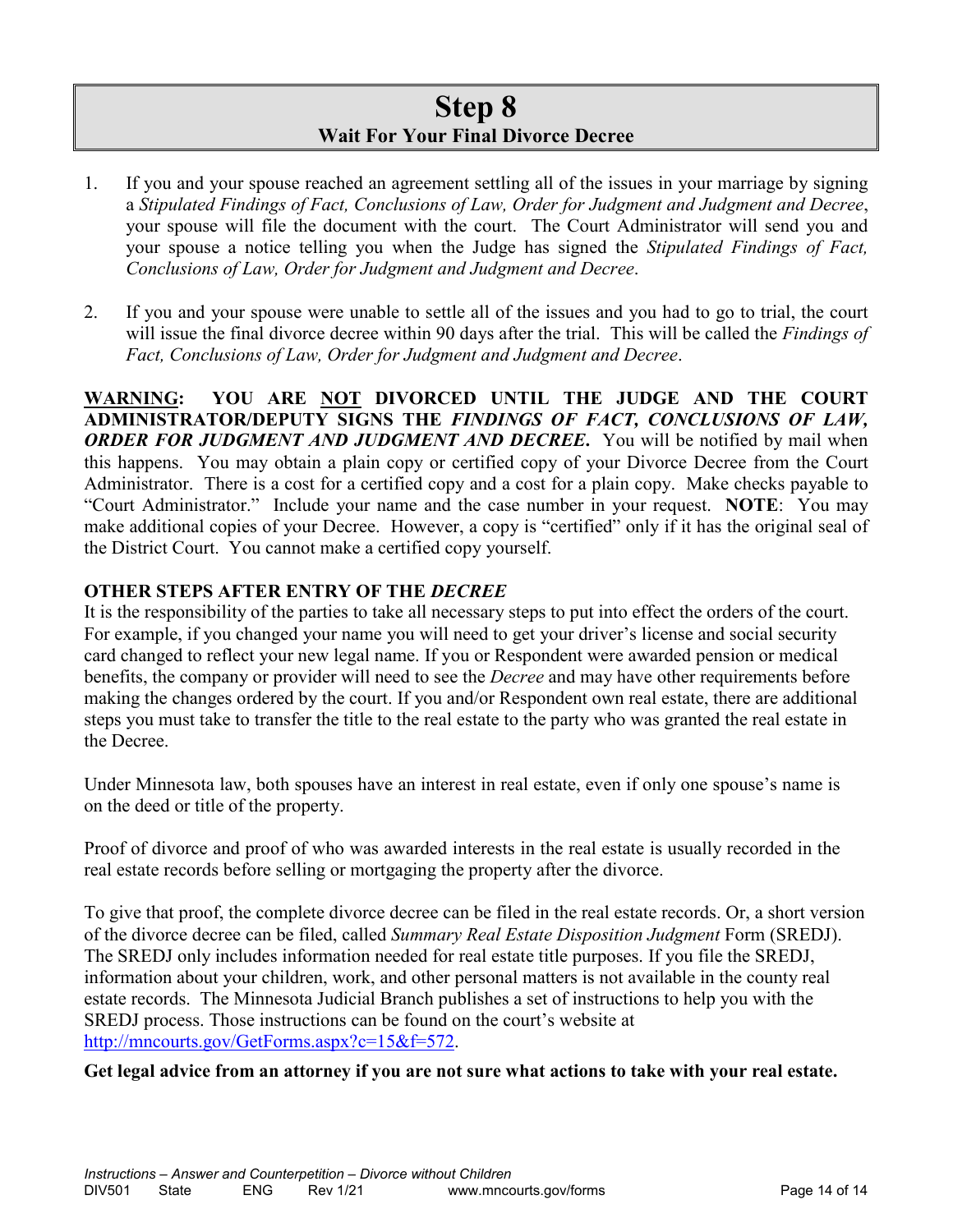# Step 8
## Wait For Your Final Divorce Decree

1. If you and your spouse reached an agreement settling all of the issues in your marriage by signing a *Stipulated Findings of Fact, Conclusions of Law, Order for Judgment and Judgment and Decree*, your spouse will file the document with the court. The Court Administrator will send you and your spouse a notice telling you when the Judge has signed the *Stipulated Findings of Fact, Conclusions of Law, Order for Judgment and Judgment and Decree*.

2. If you and your spouse were unable to settle all of the issues and you had to go to trial, the court will issue the final divorce decree within 90 days after the trial. This will be called the *Findings of Fact, Conclusions of Law, Order for Judgment and Judgment and Decree*.

**WARNING: YOU ARE NOT DIVORCED UNTIL THE JUDGE AND THE COURT ADMINISTRATOR/DEPUTY SIGNS THE *FINDINGS OF FACT, CONCLUSIONS OF LAW, ORDER FOR JUDGMENT AND JUDGMENT AND DECREE*.** You will be notified by mail when this happens. You may obtain a plain copy or certified copy of your Divorce Decree from the Court Administrator. There is a cost for a certified copy and a cost for a plain copy. Make checks payable to "Court Administrator." Include your name and the case number in your request. **NOTE**: You may make additional copies of your Decree. However, a copy is "certified" only if it has the original seal of the District Court. You cannot make a certified copy yourself.

**OTHER STEPS AFTER ENTRY OF THE *DECREE***

It is the responsibility of the parties to take all necessary steps to put into effect the orders of the court. For example, if you changed your name you will need to get your driver's license and social security card changed to reflect your new legal name. If you or Respondent were awarded pension or medical benefits, the company or provider will need to see the *Decree* and may have other requirements before making the changes ordered by the court. If you and/or Respondent own real estate, there are additional steps you must take to transfer the title to the real estate to the party who was granted the real estate in the Decree.

Under Minnesota law, both spouses have an interest in real estate, even if only one spouse's name is on the deed or title of the property.

Proof of divorce and proof of who was awarded interests in the real estate is usually recorded in the real estate records before selling or mortgaging the property after the divorce.

To give that proof, the complete divorce decree can be filed in the real estate records. Or, a short version of the divorce decree can be filed, called *Summary Real Estate Disposition Judgment* Form (SREDJ). The SREDJ only includes information needed for real estate title purposes. If you file the SREDJ, information about your children, work, and other personal matters is not available in the county real estate records. The Minnesota Judicial Branch publishes a set of instructions to help you with the SREDJ process. Those instructions can be found on the court's website at http://mncourts.gov/GetForms.aspx?c=15&f=572.

**Get legal advice from an attorney if you are not sure what actions to take with your real estate.**